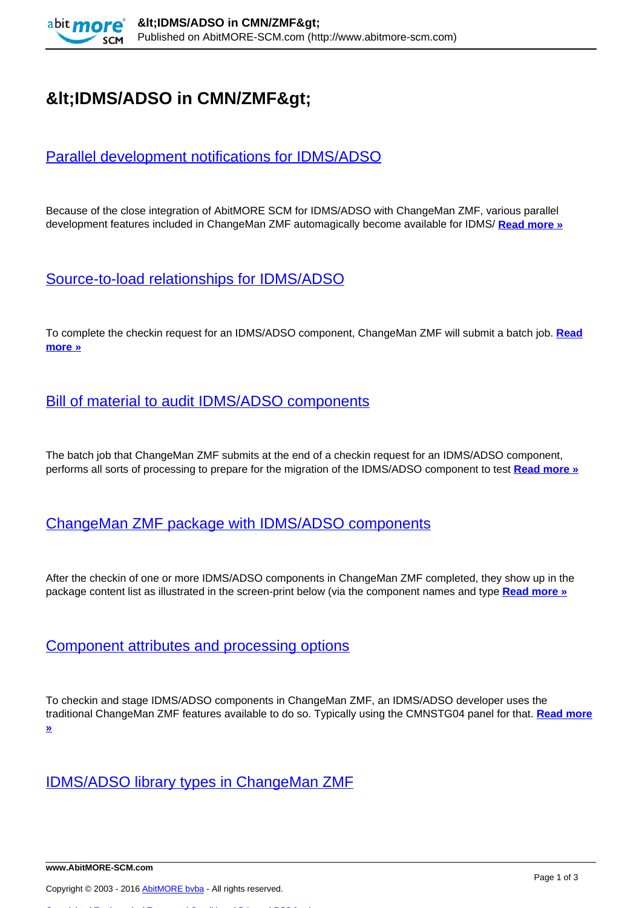# &lt;IDMS/ADSO in CMN/ZMF&gt;

## Parallel development notifications for IDMS/ADSO

Because of the close integration of AbitMORE SCM for IDMS/ADSO with ChangeMan ZMF, various parallel development features included in ChangeMan ZMF automagically become available for IDMS/ **Read more »**

## Source-to-load relationships for IDMS/ADSO

To complete the checkin request for an IDMS/ADSO component, ChangeMan ZMF will submit a batch job. **Read more »**

## Bill of material to audit IDMS/ADSO components

The batch job that ChangeMan ZMF submits at the end of a checkin request for an IDMS/ADSO component, performs all sorts of processing to prepare for the migration of the IDMS/ADSO component to test **Read more »**

## ChangeMan ZMF package with IDMS/ADSO components

After the checkin of one or more IDMS/ADSO components in ChangeMan ZMF completed, they show up in the package content list as illustrated in the screen-print below (via the component names and type **Read more »**

## Component attributes and processing options

To checkin and stage IDMS/ADSO components in ChangeMan ZMF, an IDMS/ADSO developer uses the traditional ChangeMan ZMF features available to do so. Typically using the CMNSTG04 panel for that. **Read more »**

## IDMS/ADSO library types in ChangeMan ZMF

www.AbitMORE-SCM.com

Copyright © 2003 - 2016 AbitMORE bvba - All rights reserved.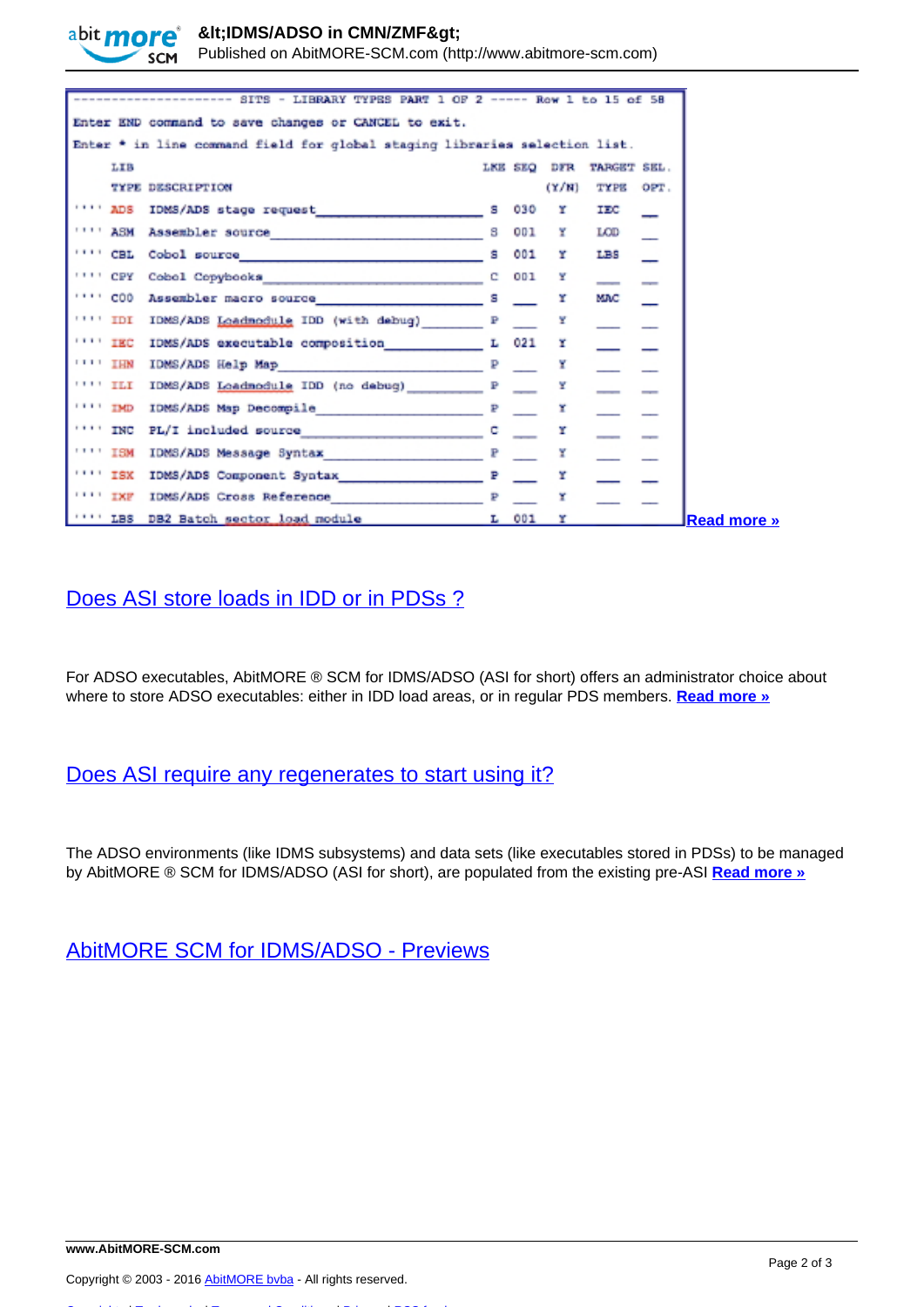```
-------------------- SITS - LIBRARY TYPES PART 1 OF 2 ----- Row 1 to 15 of 58
Enter END command to save changes or CANCEL to exit.
Enter * in line command field for global staging libraries selection list.
     LIB                                          LKE SEQ  DFR  TARGET SEL.
     TYPE DESCRIPTION                                      (Y/N) TYPE  OPT.
'''' ADS  IDMS/ADS stage request_________________ S  030   Y    IEC    __
'''' ASM  Assembler source_______________________ S  001   Y    LOD    __
'''' CBL  Cobol source___________________________ S  001   Y    LBS    __
'''' CPY  Cobol Copybooks________________________ C  001   Y    ___    __
'''' C00  Assembler macro source_________________ S  ___   Y    MAC    __
'''' IDI  IDMS/ADS Loadmodule IDD (with debug)___ P  ___   Y    ___    __
'''' IEC  IDMS/ADS executable composition________ L  021   Y    ___    __
'''' IHN  IDMS/ADS Help Map______________________ P  ___   Y    ___    __
'''' ILI  IDMS/ADS Loadmodule IDD (no debug)_____ P  ___   Y    ___    __
'''' IMD  IDMS/ADS Map Decompile_________________ P  ___   Y    ___    __
'''' INC  PL/I included source___________________ C  ___   Y    ___    __
'''' ISM  IDMS/ADS Message Syntax________________ P  ___   Y    ___    __
'''' ISX  IDMS/ADS Component Syntax______________ P  ___   Y    ___    __
'''' IXF  IDMS/ADS Cross Reference_______________ P  ___   Y    ___    __
'''' LBS  DB2 Batch sector load module___________ L  001   Y
```

**Read more »**

## Does ASI store loads in IDD or in PDSs ?

For ADSO executables, AbitMORE ® SCM for IDMS/ADSO (ASI for short) offers an administrator choice about where to store ADSO executables: either in IDD load areas, or in regular PDS members. **Read more »**

## Does ASI require any regenerates to start using it?

The ADSO environments (like IDMS subsystems) and data sets (like executables stored in PDSs) to be managed by AbitMORE ® SCM for IDMS/ADSO (ASI for short), are populated from the existing pre-ASI **Read more »**

## AbitMORE SCM for IDMS/ADSO - Previews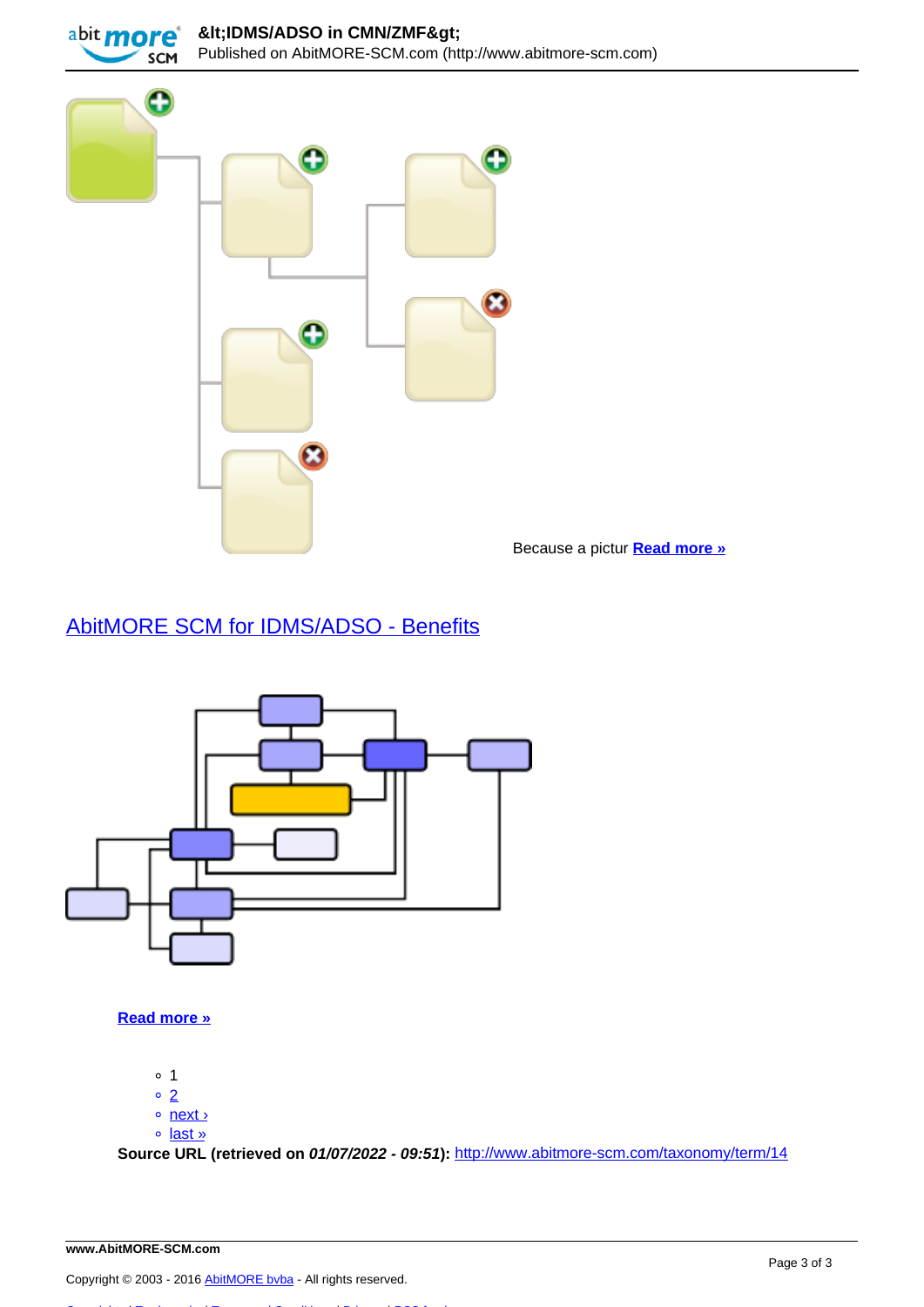Because a pictur **Read more »**

## AbitMORE SCM for IDMS/ADSO - Benefits

**Read more »**

- 1
- 2
- next ›
- last »

**Source URL (retrieved on *01/07/2022 - 09:51*):** http://www.abitmore-scm.com/taxonomy/term/14